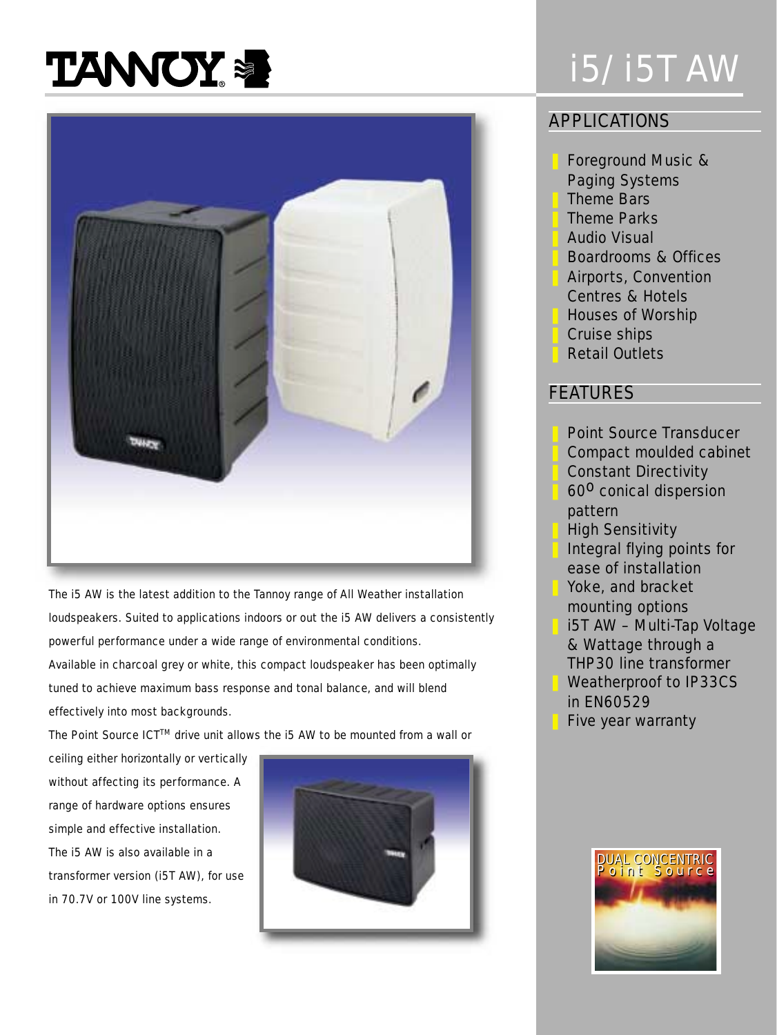# i5/ i5T AW

The i5 AW is the latest addition to the Tannoy range of All Weather installation loudspeakers. Suited to applications indoors or out the i5 AW delivers a consistently powerful performance under a wide range of environmental conditions.

Available in charcoal grey or white, this compact loudspeaker has been optimally tuned to achieve maximum bass response and tonal balance, and will blend effectively into most backgrounds.

The Point Source ICT™ drive unit allows the i5 AW to be mounted from a wall or ceiling either horizontally or vertically without affecting its performance. A range of hardware options ensures simple and effective installation.

The i5 AW is also available in a transformer version (i5T AW), for use in 70.7V or 100V line systems.

## APPLICATIONS

- Foreground Music & Paging Systems
- Theme Bars
- Theme Parks
- Audio Visual
- Boardrooms & Offices
- Airports, Convention Centres & Hotels
- Houses of Worship
- Cruise ships
- Retail Outlets

## FEATURES

- Point Source Transducer
- Compact moulded cabinet
- Constant Directivity
- 60° conical dispersion pattern
- High Sensitivity
- Integral flying points for ease of installation
- Yoke, and bracket mounting options
- i5T AW – Multi-Tap Voltage & Wattage through a THP30 line transformer
- Weatherproof to IP33CS in EN60529
- Five year warranty

DUAL CONCENTRIC Point Source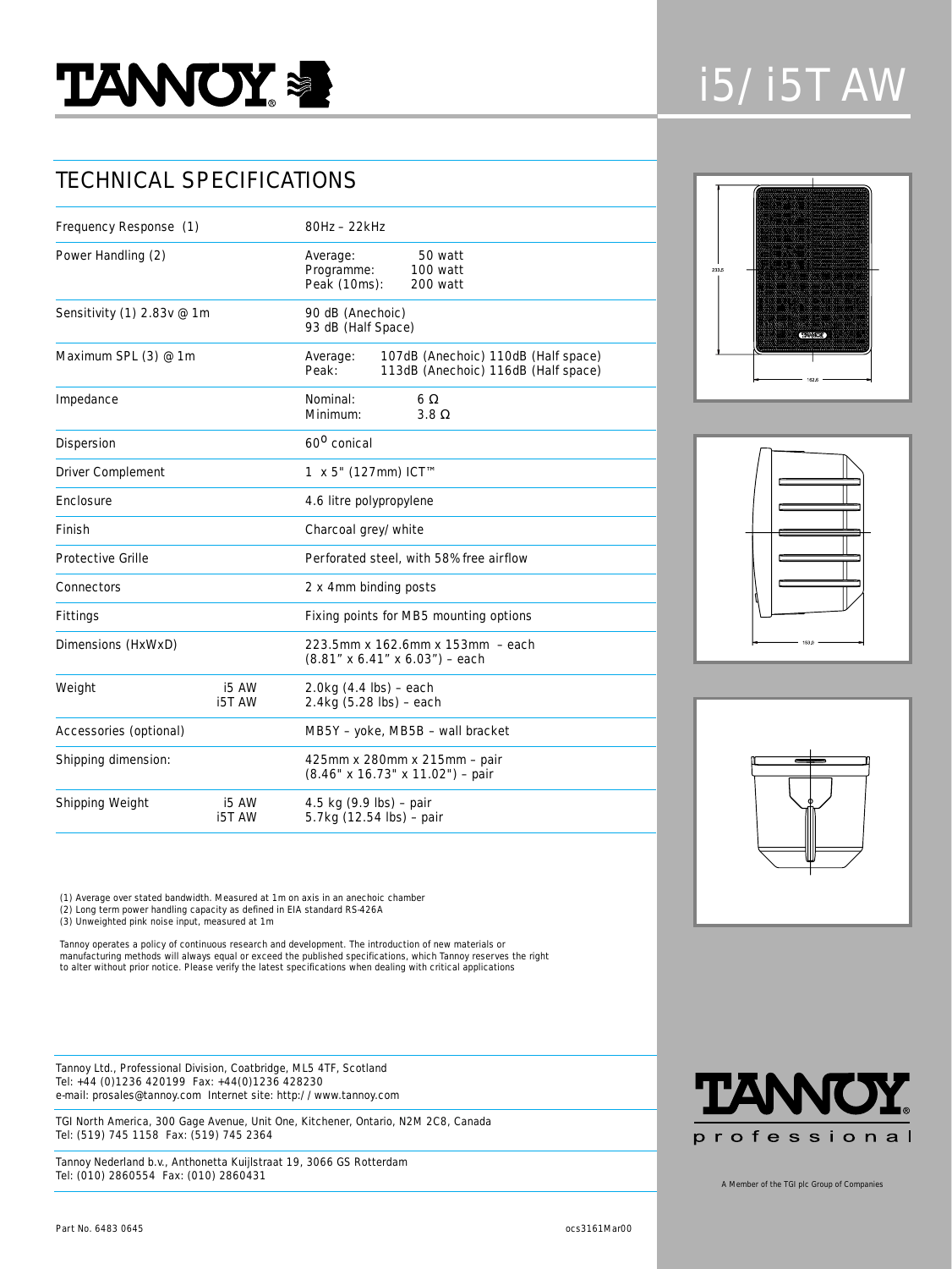# i5/i5T AW

## TECHNICAL SPECIFICATIONS

| | | |
|---|---|---|
| Frequency Response (1) | | 80Hz – 22kHz |
| Power Handling (2) | | Average: 50 watt<br>Programme: 100 watt<br>Peak (10ms): 200 watt |
| Sensitivity (1) 2.83v @ 1m | | 90 dB (Anechoic)<br>93 dB (Half Space) |
| Maximum SPL (3) @ 1m | | Average: 107dB (Anechoic) 110dB (Half space)<br>Peak: 113dB (Anechoic) 116dB (Half space) |
| Impedance | | Nominal: 6 Ω<br>Minimum: 3.8 Ω |
| Dispersion | | 60° conical |
| Driver Complement | | 1 x 5" (127mm) ICT™ |
| Enclosure | | 4.6 litre polypropylene |
| Finish | | Charcoal grey/white |
| Protective Grille | | Perforated steel, with 58% free airflow |
| Connectors | | 2 x 4mm binding posts |
| Fittings | | Fixing points for MB5 mounting options |
| Dimensions (HxWxD) | | 223.5mm x 162.6mm x 153mm – each<br>(8.81" x 6.41" x 6.03") – each |
| Weight | i5 AW<br>i5T AW | 2.0kg (4.4 lbs) – each<br>2.4kg (5.28 lbs) – each |
| Accessories (optional) | | MB5Y – yoke, MB5B – wall bracket |
| Shipping dimension: | | 425mm x 280mm x 215mm – pair<br>(8.46" x 16.73" x 11.02") – pair |
| Shipping Weight | i5 AW<br>i5T AW | 4.5 kg (9.9 lbs) – pair<br>5.7kg (12.54 lbs) – pair |

(1) Average over stated bandwidth. Measured at 1m on axis in an anechoic chamber
(2) Long term power handling capacity as defined in EIA standard RS-426A
(3) Unweighted pink noise input, measured at 1m

Tannoy operates a policy of continuous research and development. The introduction of new materials or manufacturing methods will always equal or exceed the published specifications, which Tannoy reserves the right to alter without prior notice. Please verify the latest specifications when dealing with critical applications

233.5

162.6

153.0

Tannoy Ltd., Professional Division, Coatbridge, ML5 4TF, Scotland
Tel: +44 (0)1236 420199 Fax: +44(0)1236 428230
e-mail: prosales@tannoy.com Internet site: http://www.tannoy.com

TGI North America, 300 Gage Avenue, Unit One, Kitchener, Ontario, N2M 2C8, Canada
Tel: (519) 745 1158 Fax: (519) 745 2364

Tannoy Nederland b.v., Anthonetta Kuijlstraat 19, 3066 GS Rotterdam
Tel: (010) 2860554 Fax: (010) 2860431

TANNOY professional

A Member of the TGI plc Group of Companies

Part No. 6483 0645

ocs3161Mar00